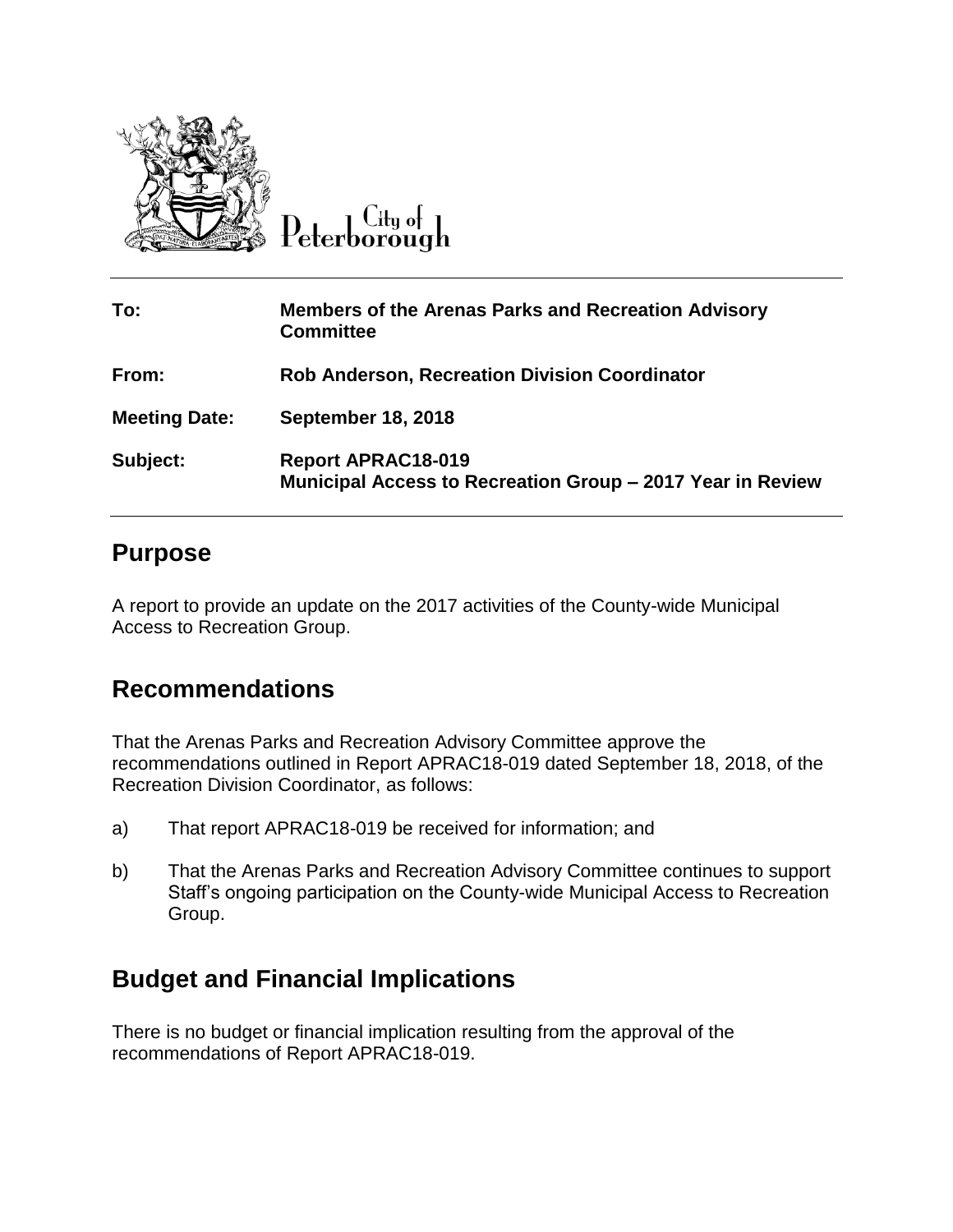City of Peterborough

| | |
|---|---|
| **To:** | **Members of the Arenas Parks and Recreation Advisory Committee** |
| **From:** | **Rob Anderson, Recreation Division Coordinator** |
| **Meeting Date:** | **September 18, 2018** |
| **Subject:** | **Report APRAC18-019**<br>**Municipal Access to Recreation Group – 2017 Year in Review** |

## Purpose

A report to provide an update on the 2017 activities of the County-wide Municipal Access to Recreation Group.

## Recommendations

That the Arenas Parks and Recreation Advisory Committee approve the recommendations outlined in Report APRAC18-019 dated September 18, 2018, of the Recreation Division Coordinator, as follows:

a) That report APRAC18-019 be received for information; and

b) That the Arenas Parks and Recreation Advisory Committee continues to support Staff's ongoing participation on the County-wide Municipal Access to Recreation Group.

## Budget and Financial Implications

There is no budget or financial implication resulting from the approval of the recommendations of Report APRAC18-019.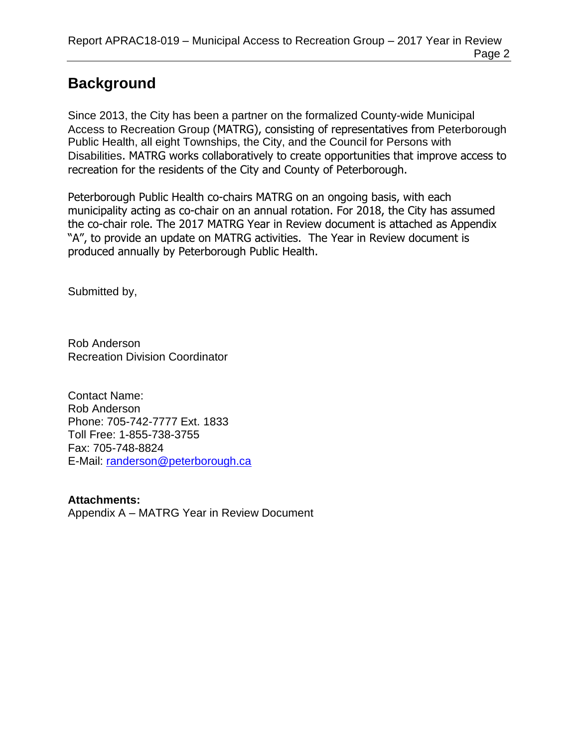## Background

Since 2013, the City has been a partner on the formalized County-wide Municipal Access to Recreation Group (MATRG), consisting of representatives from Peterborough Public Health, all eight Townships, the City, and the Council for Persons with Disabilities. MATRG works collaboratively to create opportunities that improve access to recreation for the residents of the City and County of Peterborough.

Peterborough Public Health co-chairs MATRG on an ongoing basis, with each municipality acting as co-chair on an annual rotation. For 2018, the City has assumed the co-chair role. The 2017 MATRG Year in Review document is attached as Appendix "A", to provide an update on MATRG activities. The Year in Review document is produced annually by Peterborough Public Health.

Submitted by,

Rob Anderson
Recreation Division Coordinator

Contact Name:
Rob Anderson
Phone: 705-742-7777 Ext. 1833
Toll Free: 1-855-738-3755
Fax: 705-748-8824
E-Mail: randerson@peterborough.ca

**Attachments:**
Appendix A – MATRG Year in Review Document